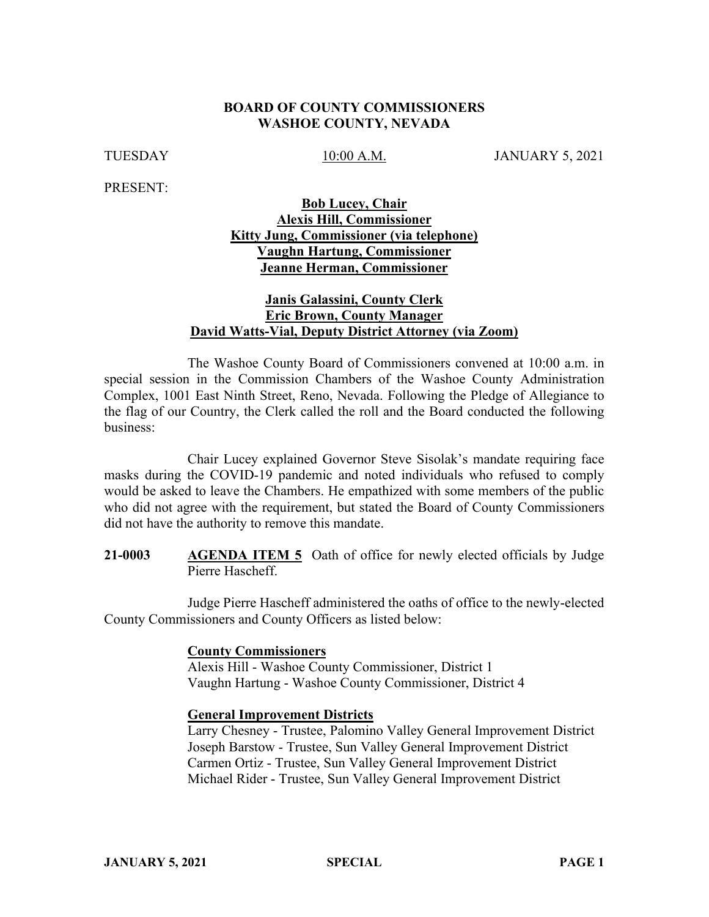**BOARD OF COUNTY COMMISSIONERS**
**WASHOE COUNTY, NEVADA**

TUESDAY 10:00 A.M. JANUARY 5, 2021

PRESENT:

**Bob Lucey, Chair**
**Alexis Hill, Commissioner**
**Kitty Jung, Commissioner (via telephone)**
**Vaughn Hartung, Commissioner**
**Jeanne Herman, Commissioner**

**Janis Galassini, County Clerk**
**Eric Brown, County Manager**
**David Watts-Vial, Deputy District Attorney (via Zoom)**

The Washoe County Board of Commissioners convened at 10:00 a.m. in special session in the Commission Chambers of the Washoe County Administration Complex, 1001 East Ninth Street, Reno, Nevada. Following the Pledge of Allegiance to the flag of our Country, the Clerk called the roll and the Board conducted the following business:

Chair Lucey explained Governor Steve Sisolak's mandate requiring face masks during the COVID-19 pandemic and noted individuals who refused to comply would be asked to leave the Chambers. He empathized with some members of the public who did not agree with the requirement, but stated the Board of County Commissioners did not have the authority to remove this mandate.

**21-0003** **AGENDA ITEM 5** Oath of office for newly elected officials by Judge Pierre Hascheff.

Judge Pierre Hascheff administered the oaths of office to the newly-elected County Commissioners and County Officers as listed below:

**County Commissioners**
Alexis Hill - Washoe County Commissioner, District 1
Vaughn Hartung - Washoe County Commissioner, District 4

**General Improvement Districts**
Larry Chesney - Trustee, Palomino Valley General Improvement District
Joseph Barstow - Trustee, Sun Valley General Improvement District
Carmen Ortiz - Trustee, Sun Valley General Improvement District
Michael Rider - Trustee, Sun Valley General Improvement District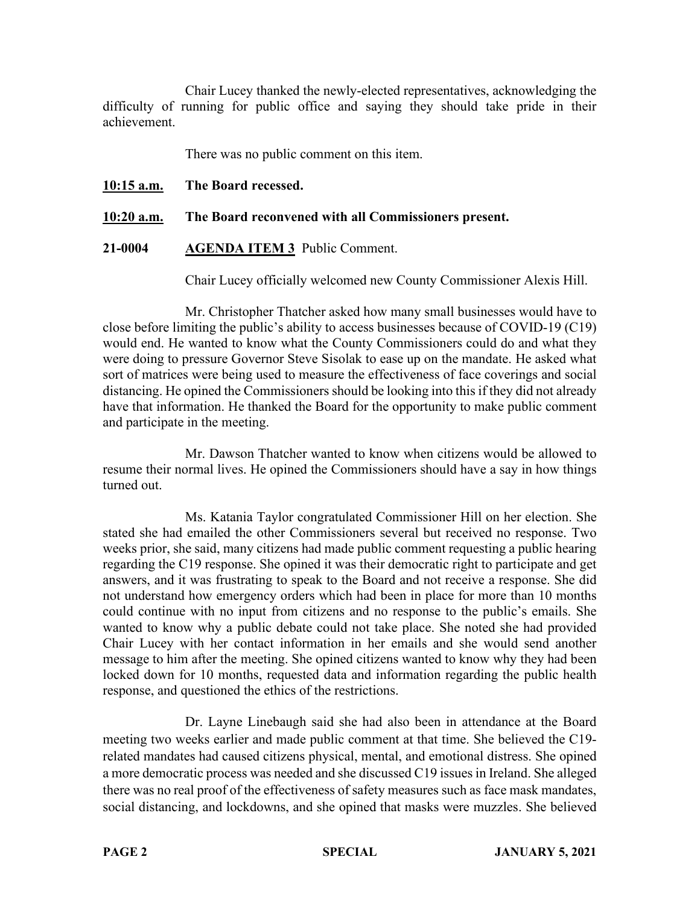Chair Lucey thanked the newly-elected representatives, acknowledging the difficulty of running for public office and saying they should take pride in their achievement.

There was no public comment on this item.

**10:15 a.m. The Board recessed.**

**10:20 a.m. The Board reconvened with all Commissioners present.**

**21-0004 AGENDA ITEM 3** Public Comment.

Chair Lucey officially welcomed new County Commissioner Alexis Hill.

Mr. Christopher Thatcher asked how many small businesses would have to close before limiting the public's ability to access businesses because of COVID-19 (C19) would end. He wanted to know what the County Commissioners could do and what they were doing to pressure Governor Steve Sisolak to ease up on the mandate. He asked what sort of matrices were being used to measure the effectiveness of face coverings and social distancing. He opined the Commissioners should be looking into this if they did not already have that information. He thanked the Board for the opportunity to make public comment and participate in the meeting.

Mr. Dawson Thatcher wanted to know when citizens would be allowed to resume their normal lives. He opined the Commissioners should have a say in how things turned out.

Ms. Katania Taylor congratulated Commissioner Hill on her election. She stated she had emailed the other Commissioners several but received no response. Two weeks prior, she said, many citizens had made public comment requesting a public hearing regarding the C19 response. She opined it was their democratic right to participate and get answers, and it was frustrating to speak to the Board and not receive a response. She did not understand how emergency orders which had been in place for more than 10 months could continue with no input from citizens and no response to the public's emails. She wanted to know why a public debate could not take place. She noted she had provided Chair Lucey with her contact information in her emails and she would send another message to him after the meeting. She opined citizens wanted to know why they had been locked down for 10 months, requested data and information regarding the public health response, and questioned the ethics of the restrictions.

Dr. Layne Linebaugh said she had also been in attendance at the Board meeting two weeks earlier and made public comment at that time. She believed the C19-related mandates had caused citizens physical, mental, and emotional distress. She opined a more democratic process was needed and she discussed C19 issues in Ireland. She alleged there was no real proof of the effectiveness of safety measures such as face mask mandates, social distancing, and lockdowns, and she opined that masks were muzzles. She believed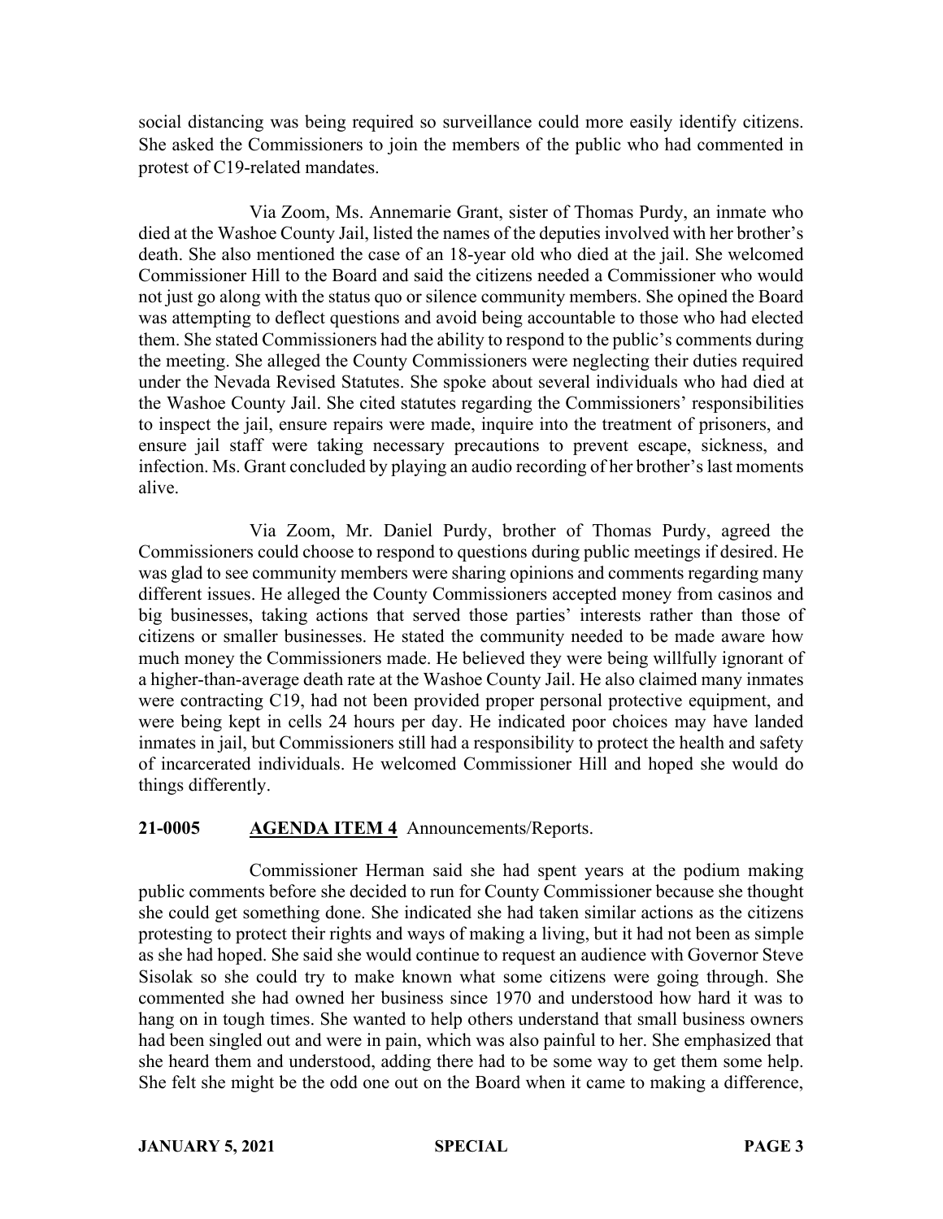social distancing was being required so surveillance could more easily identify citizens. She asked the Commissioners to join the members of the public who had commented in protest of C19-related mandates.

Via Zoom, Ms. Annemarie Grant, sister of Thomas Purdy, an inmate who died at the Washoe County Jail, listed the names of the deputies involved with her brother's death. She also mentioned the case of an 18-year old who died at the jail. She welcomed Commissioner Hill to the Board and said the citizens needed a Commissioner who would not just go along with the status quo or silence community members. She opined the Board was attempting to deflect questions and avoid being accountable to those who had elected them. She stated Commissioners had the ability to respond to the public's comments during the meeting. She alleged the County Commissioners were neglecting their duties required under the Nevada Revised Statutes. She spoke about several individuals who had died at the Washoe County Jail. She cited statutes regarding the Commissioners' responsibilities to inspect the jail, ensure repairs were made, inquire into the treatment of prisoners, and ensure jail staff were taking necessary precautions to prevent escape, sickness, and infection. Ms. Grant concluded by playing an audio recording of her brother's last moments alive.

Via Zoom, Mr. Daniel Purdy, brother of Thomas Purdy, agreed the Commissioners could choose to respond to questions during public meetings if desired. He was glad to see community members were sharing opinions and comments regarding many different issues. He alleged the County Commissioners accepted money from casinos and big businesses, taking actions that served those parties' interests rather than those of citizens or smaller businesses. He stated the community needed to be made aware how much money the Commissioners made. He believed they were being willfully ignorant of a higher-than-average death rate at the Washoe County Jail. He also claimed many inmates were contracting C19, had not been provided proper personal protective equipment, and were being kept in cells 24 hours per day. He indicated poor choices may have landed inmates in jail, but Commissioners still had a responsibility to protect the health and safety of incarcerated individuals. He welcomed Commissioner Hill and hoped she would do things differently.

**21-0005 AGENDA ITEM 4** Announcements/Reports.

Commissioner Herman said she had spent years at the podium making public comments before she decided to run for County Commissioner because she thought she could get something done. She indicated she had taken similar actions as the citizens protesting to protect their rights and ways of making a living, but it had not been as simple as she had hoped. She said she would continue to request an audience with Governor Steve Sisolak so she could try to make known what some citizens were going through. She commented she had owned her business since 1970 and understood how hard it was to hang on in tough times. She wanted to help others understand that small business owners had been singled out and were in pain, which was also painful to her. She emphasized that she heard them and understood, adding there had to be some way to get them some help. She felt she might be the odd one out on the Board when it came to making a difference,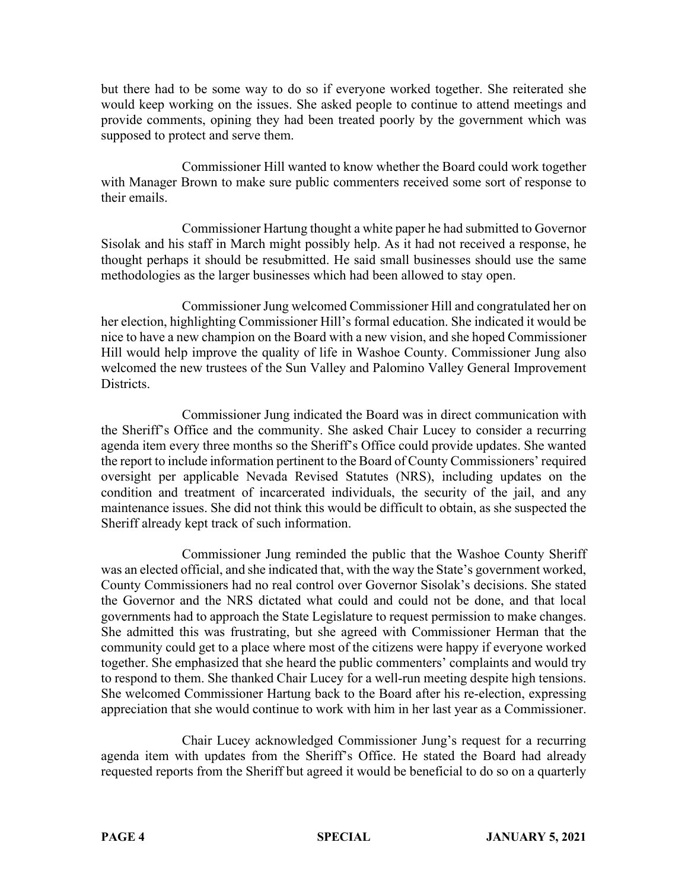but there had to be some way to do so if everyone worked together. She reiterated she would keep working on the issues. She asked people to continue to attend meetings and provide comments, opining they had been treated poorly by the government which was supposed to protect and serve them.

Commissioner Hill wanted to know whether the Board could work together with Manager Brown to make sure public commenters received some sort of response to their emails.

Commissioner Hartung thought a white paper he had submitted to Governor Sisolak and his staff in March might possibly help. As it had not received a response, he thought perhaps it should be resubmitted. He said small businesses should use the same methodologies as the larger businesses which had been allowed to stay open.

Commissioner Jung welcomed Commissioner Hill and congratulated her on her election, highlighting Commissioner Hill's formal education. She indicated it would be nice to have a new champion on the Board with a new vision, and she hoped Commissioner Hill would help improve the quality of life in Washoe County. Commissioner Jung also welcomed the new trustees of the Sun Valley and Palomino Valley General Improvement Districts.

Commissioner Jung indicated the Board was in direct communication with the Sheriff's Office and the community. She asked Chair Lucey to consider a recurring agenda item every three months so the Sheriff's Office could provide updates. She wanted the report to include information pertinent to the Board of County Commissioners' required oversight per applicable Nevada Revised Statutes (NRS), including updates on the condition and treatment of incarcerated individuals, the security of the jail, and any maintenance issues. She did not think this would be difficult to obtain, as she suspected the Sheriff already kept track of such information.

Commissioner Jung reminded the public that the Washoe County Sheriff was an elected official, and she indicated that, with the way the State's government worked, County Commissioners had no real control over Governor Sisolak's decisions. She stated the Governor and the NRS dictated what could and could not be done, and that local governments had to approach the State Legislature to request permission to make changes. She admitted this was frustrating, but she agreed with Commissioner Herman that the community could get to a place where most of the citizens were happy if everyone worked together. She emphasized that she heard the public commenters' complaints and would try to respond to them. She thanked Chair Lucey for a well-run meeting despite high tensions. She welcomed Commissioner Hartung back to the Board after his re-election, expressing appreciation that she would continue to work with him in her last year as a Commissioner.

Chair Lucey acknowledged Commissioner Jung's request for a recurring agenda item with updates from the Sheriff's Office. He stated the Board had already requested reports from the Sheriff but agreed it would be beneficial to do so on a quarterly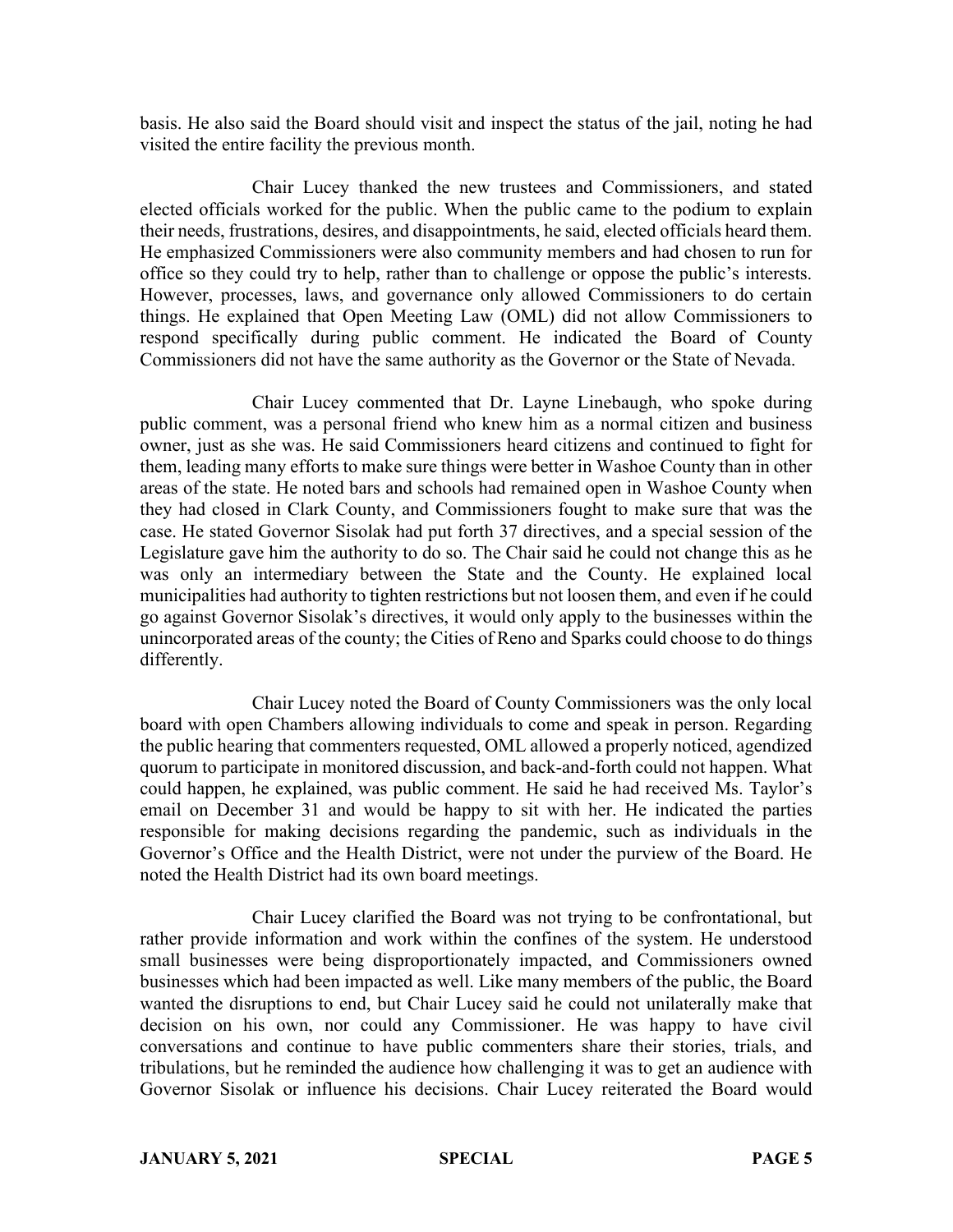basis. He also said the Board should visit and inspect the status of the jail, noting he had visited the entire facility the previous month.

Chair Lucey thanked the new trustees and Commissioners, and stated elected officials worked for the public. When the public came to the podium to explain their needs, frustrations, desires, and disappointments, he said, elected officials heard them. He emphasized Commissioners were also community members and had chosen to run for office so they could try to help, rather than to challenge or oppose the public's interests. However, processes, laws, and governance only allowed Commissioners to do certain things. He explained that Open Meeting Law (OML) did not allow Commissioners to respond specifically during public comment. He indicated the Board of County Commissioners did not have the same authority as the Governor or the State of Nevada.

Chair Lucey commented that Dr. Layne Linebaugh, who spoke during public comment, was a personal friend who knew him as a normal citizen and business owner, just as she was. He said Commissioners heard citizens and continued to fight for them, leading many efforts to make sure things were better in Washoe County than in other areas of the state. He noted bars and schools had remained open in Washoe County when they had closed in Clark County, and Commissioners fought to make sure that was the case. He stated Governor Sisolak had put forth 37 directives, and a special session of the Legislature gave him the authority to do so. The Chair said he could not change this as he was only an intermediary between the State and the County. He explained local municipalities had authority to tighten restrictions but not loosen them, and even if he could go against Governor Sisolak's directives, it would only apply to the businesses within the unincorporated areas of the county; the Cities of Reno and Sparks could choose to do things differently.

Chair Lucey noted the Board of County Commissioners was the only local board with open Chambers allowing individuals to come and speak in person. Regarding the public hearing that commenters requested, OML allowed a properly noticed, agendized quorum to participate in monitored discussion, and back-and-forth could not happen. What could happen, he explained, was public comment. He said he had received Ms. Taylor's email on December 31 and would be happy to sit with her. He indicated the parties responsible for making decisions regarding the pandemic, such as individuals in the Governor's Office and the Health District, were not under the purview of the Board. He noted the Health District had its own board meetings.

Chair Lucey clarified the Board was not trying to be confrontational, but rather provide information and work within the confines of the system. He understood small businesses were being disproportionately impacted, and Commissioners owned businesses which had been impacted as well. Like many members of the public, the Board wanted the disruptions to end, but Chair Lucey said he could not unilaterally make that decision on his own, nor could any Commissioner. He was happy to have civil conversations and continue to have public commenters share their stories, trials, and tribulations, but he reminded the audience how challenging it was to get an audience with Governor Sisolak or influence his decisions. Chair Lucey reiterated the Board would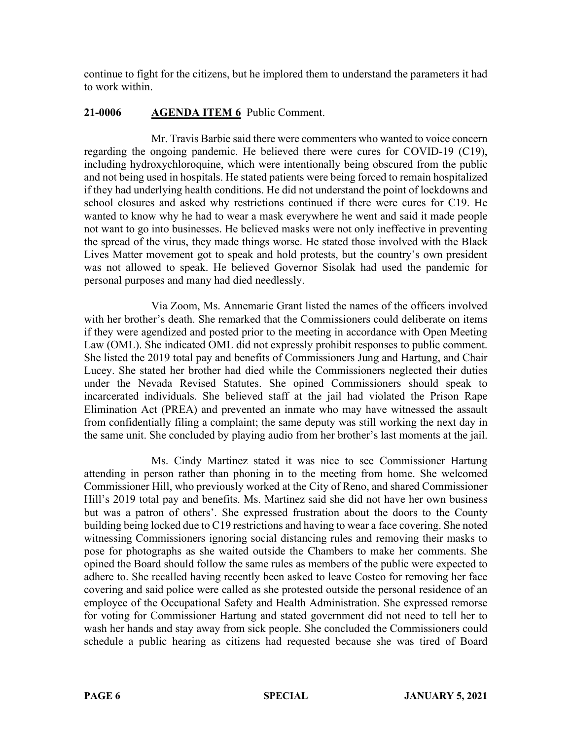continue to fight for the citizens, but he implored them to understand the parameters it had to work within.

**21-0006 AGENDA ITEM 6** Public Comment.

Mr. Travis Barbie said there were commenters who wanted to voice concern regarding the ongoing pandemic. He believed there were cures for COVID-19 (C19), including hydroxychloroquine, which were intentionally being obscured from the public and not being used in hospitals. He stated patients were being forced to remain hospitalized if they had underlying health conditions. He did not understand the point of lockdowns and school closures and asked why restrictions continued if there were cures for C19. He wanted to know why he had to wear a mask everywhere he went and said it made people not want to go into businesses. He believed masks were not only ineffective in preventing the spread of the virus, they made things worse. He stated those involved with the Black Lives Matter movement got to speak and hold protests, but the country's own president was not allowed to speak. He believed Governor Sisolak had used the pandemic for personal purposes and many had died needlessly.

Via Zoom, Ms. Annemarie Grant listed the names of the officers involved with her brother's death. She remarked that the Commissioners could deliberate on items if they were agendized and posted prior to the meeting in accordance with Open Meeting Law (OML). She indicated OML did not expressly prohibit responses to public comment. She listed the 2019 total pay and benefits of Commissioners Jung and Hartung, and Chair Lucey. She stated her brother had died while the Commissioners neglected their duties under the Nevada Revised Statutes. She opined Commissioners should speak to incarcerated individuals. She believed staff at the jail had violated the Prison Rape Elimination Act (PREA) and prevented an inmate who may have witnessed the assault from confidentially filing a complaint; the same deputy was still working the next day in the same unit. She concluded by playing audio from her brother's last moments at the jail.

Ms. Cindy Martinez stated it was nice to see Commissioner Hartung attending in person rather than phoning in to the meeting from home. She welcomed Commissioner Hill, who previously worked at the City of Reno, and shared Commissioner Hill's 2019 total pay and benefits. Ms. Martinez said she did not have her own business but was a patron of others'. She expressed frustration about the doors to the County building being locked due to C19 restrictions and having to wear a face covering. She noted witnessing Commissioners ignoring social distancing rules and removing their masks to pose for photographs as she waited outside the Chambers to make her comments. She opined the Board should follow the same rules as members of the public were expected to adhere to. She recalled having recently been asked to leave Costco for removing her face covering and said police were called as she protested outside the personal residence of an employee of the Occupational Safety and Health Administration. She expressed remorse for voting for Commissioner Hartung and stated government did not need to tell her to wash her hands and stay away from sick people. She concluded the Commissioners could schedule a public hearing as citizens had requested because she was tired of Board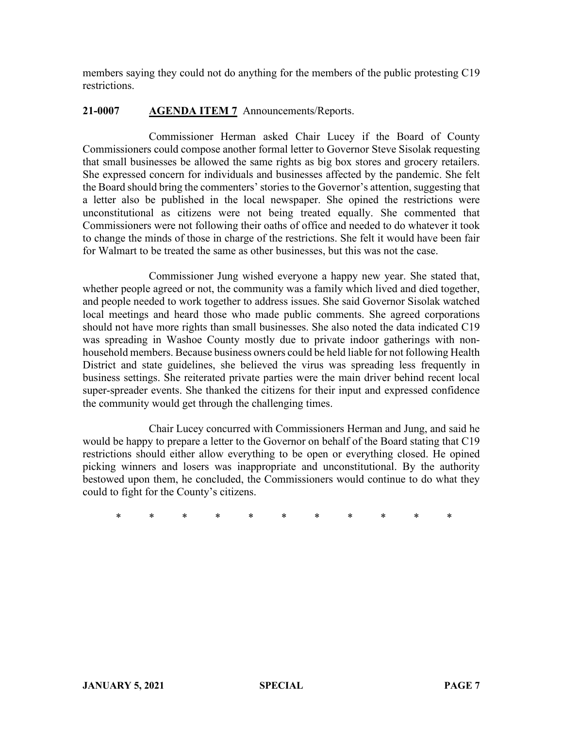members saying they could not do anything for the members of the public protesting C19 restrictions.

**21-0007** **AGENDA ITEM 7** Announcements/Reports.

Commissioner Herman asked Chair Lucey if the Board of County Commissioners could compose another formal letter to Governor Steve Sisolak requesting that small businesses be allowed the same rights as big box stores and grocery retailers. She expressed concern for individuals and businesses affected by the pandemic. She felt the Board should bring the commenters' stories to the Governor's attention, suggesting that a letter also be published in the local newspaper. She opined the restrictions were unconstitutional as citizens were not being treated equally. She commented that Commissioners were not following their oaths of office and needed to do whatever it took to change the minds of those in charge of the restrictions. She felt it would have been fair for Walmart to be treated the same as other businesses, but this was not the case.

Commissioner Jung wished everyone a happy new year. She stated that, whether people agreed or not, the community was a family which lived and died together, and people needed to work together to address issues. She said Governor Sisolak watched local meetings and heard those who made public comments. She agreed corporations should not have more rights than small businesses. She also noted the data indicated C19 was spreading in Washoe County mostly due to private indoor gatherings with non-household members. Because business owners could be held liable for not following Health District and state guidelines, she believed the virus was spreading less frequently in business settings. She reiterated private parties were the main driver behind recent local super-spreader events. She thanked the citizens for their input and expressed confidence the community would get through the challenging times.

Chair Lucey concurred with Commissioners Herman and Jung, and said he would be happy to prepare a letter to the Governor on behalf of the Board stating that C19 restrictions should either allow everything to be open or everything closed. He opined picking winners and losers was inappropriate and unconstitutional. By the authority bestowed upon them, he concluded, the Commissioners would continue to do what they could to fight for the County's citizens.

\* \* \* \* \* \* \* \* \* \* \*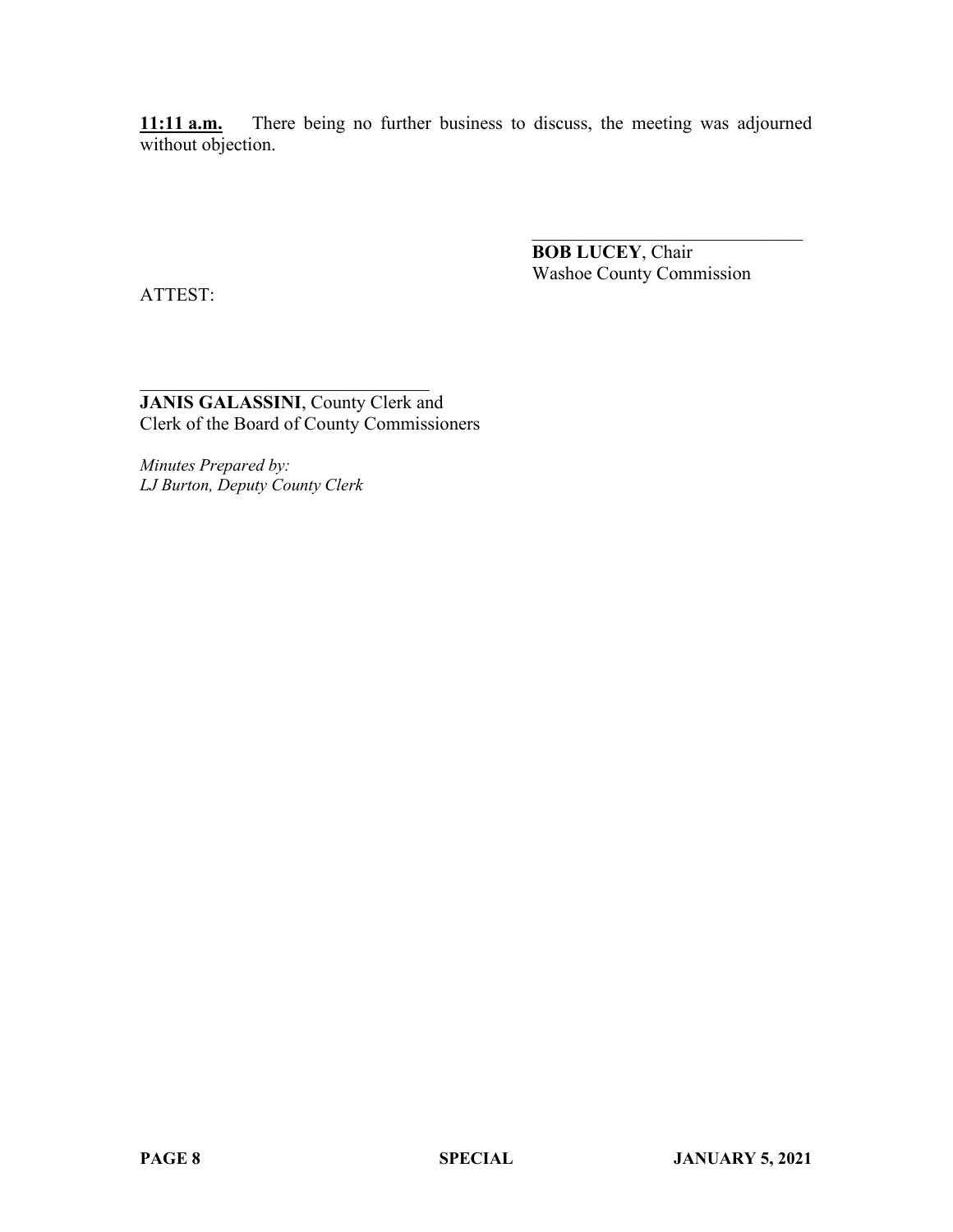**11:11 a.m.** There being no further business to discuss, the meeting was adjourned without objection.

\_\_\_\_\_\_\_\_\_\_\_\_\_\_\_\_\_\_\_\_\_\_\_\_\_\_\_\_\_\_

**BOB LUCEY**, Chair
Washoe County Commission

ATTEST:

\_\_\_\_\_\_\_\_\_\_\_\_\_\_\_\_\_\_\_\_\_\_\_\_\_\_\_\_\_\_

**JANIS GALASSINI**, County Clerk and
Clerk of the Board of County Commissioners

*Minutes Prepared by:*
*LJ Burton, Deputy County Clerk*